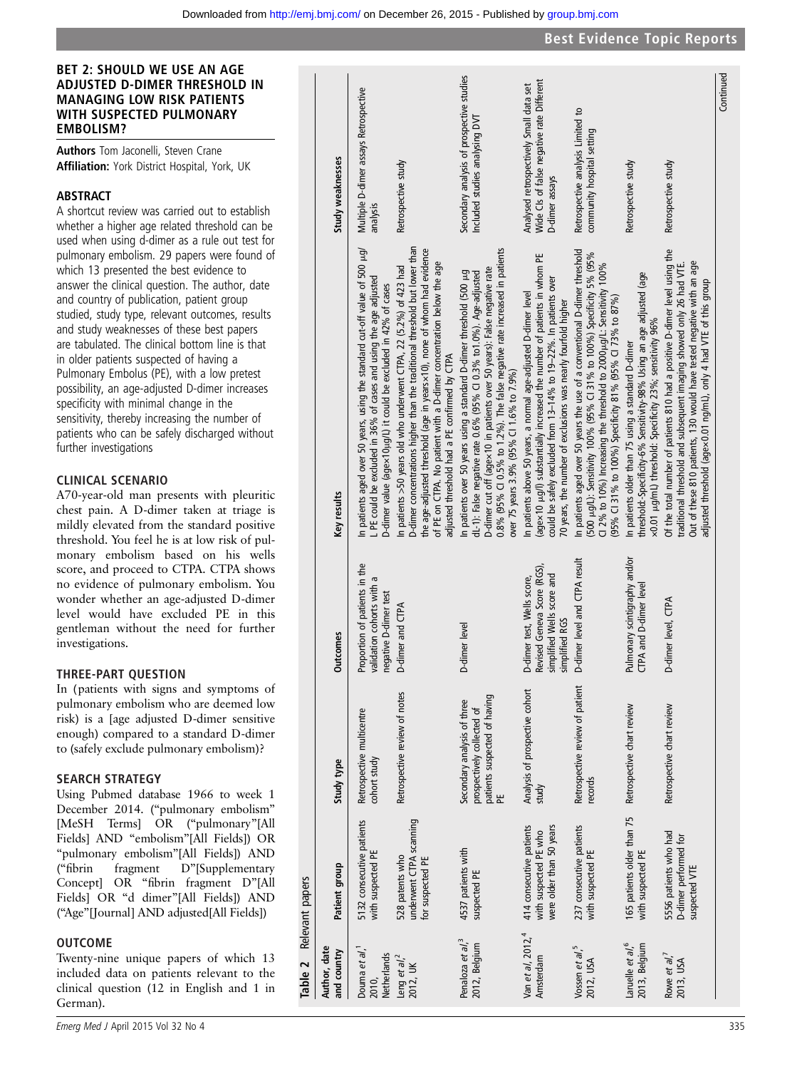## BET 2: SHOULD WE USE AN AGE ADJUSTED D-DIMER THRESHOLD IN MANAGING LOW RISK PATIENTS WITH SUSPECTED PULMONARY EMBOLISM?

**Authors** Tom Jaconelli, Steven Crane
**Affiliation:** York District Hospital, York, UK

### ABSTRACT

A shortcut review was carried out to establish whether a higher age related threshold can be used when using d-dimer as a rule out test for pulmonary embolism. 29 papers were found of which 13 presented the best evidence to answer the clinical question. The author, date and country of publication, patient group studied, study type, relevant outcomes, results and study weaknesses of these best papers are tabulated. The clinical bottom line is that in older patients suspected of having a Pulmonary Embolus (PE), with a low pretest possibility, an age-adjusted D-dimer increases specificity with minimal change in the sensitivity, thereby increasing the number of patients who can be safely discharged without further investigations

### CLINICAL SCENARIO

A70-year-old man presents with pleuritic chest pain. A D-dimer taken at triage is mildly elevated from the standard positive threshold. You feel he is at low risk of pulmonary embolism based on his wells score, and proceed to CTPA. CTPA shows no evidence of pulmonary embolism. You wonder whether an age-adjusted D-dimer level would have excluded PE in this gentleman without the need for further investigations.

### THREE-PART QUESTION

In (patients with signs and symptoms of pulmonary embolism who are deemed low risk) is a [age adjusted D-dimer sensitive enough) compared to a standard D-dimer to (safely exclude pulmonary embolism)?

### SEARCH STRATEGY

Using Pubmed database 1966 to week 1 December 2014. ("pulmonary embolism" [MeSH Terms] OR ("pulmonary"[All Fields] AND "embolism"[All Fields]) OR "pulmonary embolism"[All Fields]) AND ("fibrin fragment D"[Supplementary Concept] OR "fibrin fragment D"[All Fields] OR "d dimer"[All Fields]) AND ("Age"[Journal] AND adjusted[All Fields])

### OUTCOME

Twenty-nine unique papers of which 13 included data on patients relevant to the clinical question (12 in English and 1 in German).

**Table 2** Relevant papers

| Author, date and country | Patient group | Study type | Outcomes | Key results | Study weaknesses |
|---|---|---|---|---|---|
| Douma *et al*,[1] 2010, Netherlands | 5132 consecutive patients with suspected PE | Retrospective multicentre cohort study | Proportion of patients in the validation cohorts with a negative D-dimer test | In patients aged over 50 years, using the standard cut-off value of 500 µg/L PE could be excluded in 36% of cases and using the age adjusted D-dimer value (age×10µg/l) it could be excluded in 42% of cases | Multiple D-dimer assays Retrospective analysis |
| Leng *et al*,[2] 2012, UK | 528 patients who underwent CTPA scanning for suspected PE | Retrospective review of notes | D-dimer and CTPA | In patients >50 years old who underwent CTPA, 22 (5.2%) of 423 had D-dimer concentrations higher than the traditional threshold but lower than the age-adjusted threshold (age in years×10), none of whom had evidence of PE on CTPA. No patient with a D-dimer concentration below the age adjusted threshold had a PE confirmed by CTPA | Retrospective study |
| Penaloza *et al*,[3] 2012, Belgium | 4537 patients with suspected PE | Secondary analysis of three prospectively collected of patients suspected of having PE | D-dimer level | In patients over 50 years using a standard D-dimer threshold (500 µg dL-1): False negative rate 0.6% (95% CI 0.3% to1.0%). Age-adjusted D-dimer cut off (age×10 in patients over 50 years): False negative rate 0.8% (95% CI 0.5% to 1.2%). The false negative rate increased in patients over 75 years 3.9% (95% CI 1.6% to 7.9%) | Secondary analysis of prospective studies Included studies analysing DVT |
| Van *et al*, 2012,[4] Amsterdam | 414 consecutive patients with suspected PE who were older than 50 years | Analysis of prospective cohort study | D-dimer test, Wells score, Revised Geneva Score (RGS), simplified Wells score and simplified RGS | In patients above 50 years, a normal age-adjusted D-dimer level (age×10 µg/l) substantially increased the number of patients in whom PE could be safely excluded from 13–14% to 19–22%. In patients over 70 years, the number of exclusions was nearly fourfold higher | Analysed retrospectively Small data set Wide CIs of false negative rate Different D-dimer assays |
| Vossen *et al*,[5] 2012, USA | 237 consecutive patients with suspected PE | Retrospective review of patient records | D-dimer level and CTPA result | In patients aged over 50 years the use of a conventional D-dimer threshold (500 µg/L): Sensitivity 100% (95% CI 31% to 100%) Specificity 5% (95% CI 2% to 10%) Increasing the threshold to 2000µg/L: Sensitivity 100% (95% CI 31% to 100%) Specificity 81% (95% CI 73% to 87%) | Retrospective analysis Limited to community hospital setting |
| Laruelle *et al*,[6] 2013, Belgium | 165 patients older than 75 with suspected PE | Retrospective chart review | Pulmonary scintigraphy and/or CTPA and D-dimer level | In patients older than 75 using a standard D-dimer threshold:-Specificity-6% Sensitivity-98% Using an age adjusted (age ×0.01 µg/ml) threshold: Specificity 23%; sensitivity 96% | Retrospective study |
| Rowe *et al*,[7] 2013, USA | 5556 patients who had D-dimer performed for suspected VTE | Retrospective chart review | D-dimer level, CTPA | Of the total number of patients 810 had a positive D-dimer level using the traditional threshold and subsequent imaging showed only 26 had VTE. Out of these 810 patients, 130 would have tested negative with an age adjusted threshold (age×0.01 ng/mL), only 4 had VTE of this group | Retrospective study |

Continued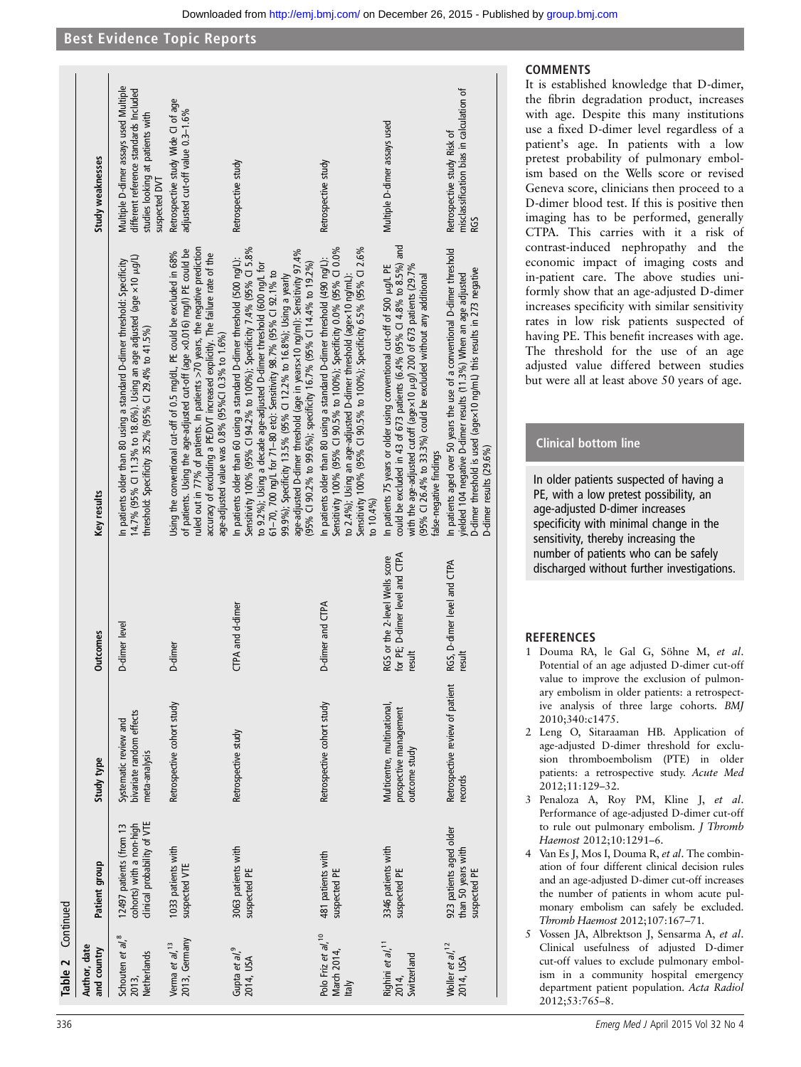**Table 2** Continued

| Author, date and country | Patient group | Study type | Outcomes | Key results | Study weaknesses |
|---|---|---|---|---|---|
| Schouten *et al*,[8] 2013, Netherlands | 12497 patients (from 13 cohorts) with a non-high clinical probability of VTE | Systematic review and bivariate random effects meta-analysis | D-dimer level | In patients older than 80 using a standard D-dimer threshold: Specificity 14.7% (95% CI 11.3% to 18.6%). Using an age adjusted (age ×10 µg/L) threshold: Specificity 35.2% (95% CI 29.4% to 41.5%) | Multiple D-dimer assays used Multiple different reference standards Included studies looking at patients with suspected DVT |
| Verma *et al*,[13] 2013, Germany | 1033 patients with suspected VTE | Retrospective cohort study | D-dimer | Using the conventional cut-off of 0.5 mg/dL, PE could be excluded in 68% of patients. Using the age-adjusted cut-off (age ×0.016) mg/l) PE could be ruled out in 77% of patients. In patients >70 years, the negative prediction accuracy of excluding a PE/DVT increased explicitly. The failure rate of the age-adjusted value was 0.8% (95%CI 0.3% to 1.6%) | Retrospective study Wide CI of age adjusted cut-off value 0.3–1.6% |
| Gupta *et al*,[9] 2014, USA | 3063 patients with suspected PE | Retrospective study | CTPA and d-dimer | In patients older than 60 using a standard D-dimer threshold (500 ng/L): Sensitivity 100% (95% CI 94.2% to 100%); Specificity 7.4% (95% CI 5.8% to 9.2%); Using a decade age-adjusted D-dimer threshold (600 ng/L for 61–70, 700 ng/L for 71–80 etc): Sensitivity 98.7% (95% CI 92.1% to 99.9%); Specificity 13.5% (95% CI 12.2% to 16.8%); Using a yearly age-adjusted D-dimer threshold (age in years×10 ng/ml): Sensitivity 97.4% (95% CI 90.2% to 99.6%); specificity 16.7% (95% CI 14.4% to 19.2%) | Retrospective study |
| Polo Friz *et al*,[10] March 2014, Italy | 481 patients with suspected PE | Retrospective cohort study | D-dimer and CTPA | In patients older than 80 using a standard D-dimer threshold (490 ng/L): Sensitivity 100% (95% CI 90.5% to 100%); Specificity 0.0% (95% CI 0.0% to 2.4%); Using an age-adjusted D-dimer threshold (age×10 ng/mL): Sensitivity 100% (95% CI 90.5% to 100%); Specificity 6.5% (95% CI 2.6% to 10.4%) | Retrospective study |
| Righini *et al*,[11] 2014, Switzerland | 3346 patients with suspected PE | Multicentre, multinational, prospective management outcome study | RGS or the 2-level Wells score for PE; D-dimer level and CTPA result | In patients 75 years or older using conventional cut-off of 500 µg/L PE could be excluded in 43 of 673 patients (6.4% (95% CI 4.8% to 8.5%) and with the age-adjusted cutoff (age×10 µg/) 200 of 673 patients (29.7% (95% CI 26.4% to 33.3%) could be excluded without any additional false-negative findings | Multiple D-dimer assays used |
| Woller *et al*,[12] 2014, USA | 923 patients aged older than 50 years with suspected PE | Retrospective review of patient records | RGS, D-dimer level and CTPA result | In patients aged over 50 years the use of a conventional D-dimer threshold yielded 104 negative D-dimer results (11.3%) When an age adjusted D-dimer threshold is used (age×10 ng/ml) this results in 273 negative D-dimer results (29.6%) | Retrospective study Risk of misclassification bias in calculation of RGS |

## COMMENTS

It is established knowledge that D-dimer, the fibrin degradation product, increases with age. Despite this many institutions use a fixed D-dimer level regardless of a patient's age. In patients with a low pretest probability of pulmonary embolism based on the Wells score or revised Geneva score, clinicians then proceed to a D-dimer blood test. If this is positive then imaging has to be performed, generally CTPA. This carries with it a risk of contrast-induced nephropathy and the economic impact of imaging costs and in-patient care. The above studies uniformly show that an age-adjusted D-dimer increases specificity with similar sensitivity rates in low risk patients suspected of having PE. This benefit increases with age. The threshold for the use of an age adjusted value differed between studies but were all at least above 50 years of age.

### Clinical bottom line

In older patients suspected of having a PE, with a low pretest possibility, an age-adjusted D-dimer increases specificity with minimal change in the sensitivity, thereby increasing the number of patients who can be safely discharged without further investigations.

## REFERENCES

1. Douma RA, le Gal G, Söhne M, *et al*. Potential of an age adjusted D-dimer cut-off value to improve the exclusion of pulmonary embolism in older patients: a retrospective analysis of three large cohorts. *BMJ* 2010;340:c1475.
2. Leng O, Sitaraaman HB. Application of age-adjusted D-dimer threshold for exclusion thromboembolism (PTE) in older patients: a retrospective study. *Acute Med* 2012;11:129–32.
3. Penaloza A, Roy PM, Kline J, *et al*. Performance of age-adjusted D-dimer cut-off to rule out pulmonary embolism. *J Thromb Haemost* 2012;10:1291–6.
4. Van Es J, Mos I, Douma R, *et al*. The combination of four different clinical decision rules and an age-adjusted D-dimer cut-off increases the number of patients in whom acute pulmonary embolism can safely be excluded. *Thromb Haemost* 2012;107:167–71.
5. Vossen JA, Albrektson J, Sensarma A, *et al*. Clinical usefulness of adjusted D-dimer cut-off values to exclude pulmonary embolism in a community hospital emergency department patient population. *Acta Radiol* 2012;53:765–8.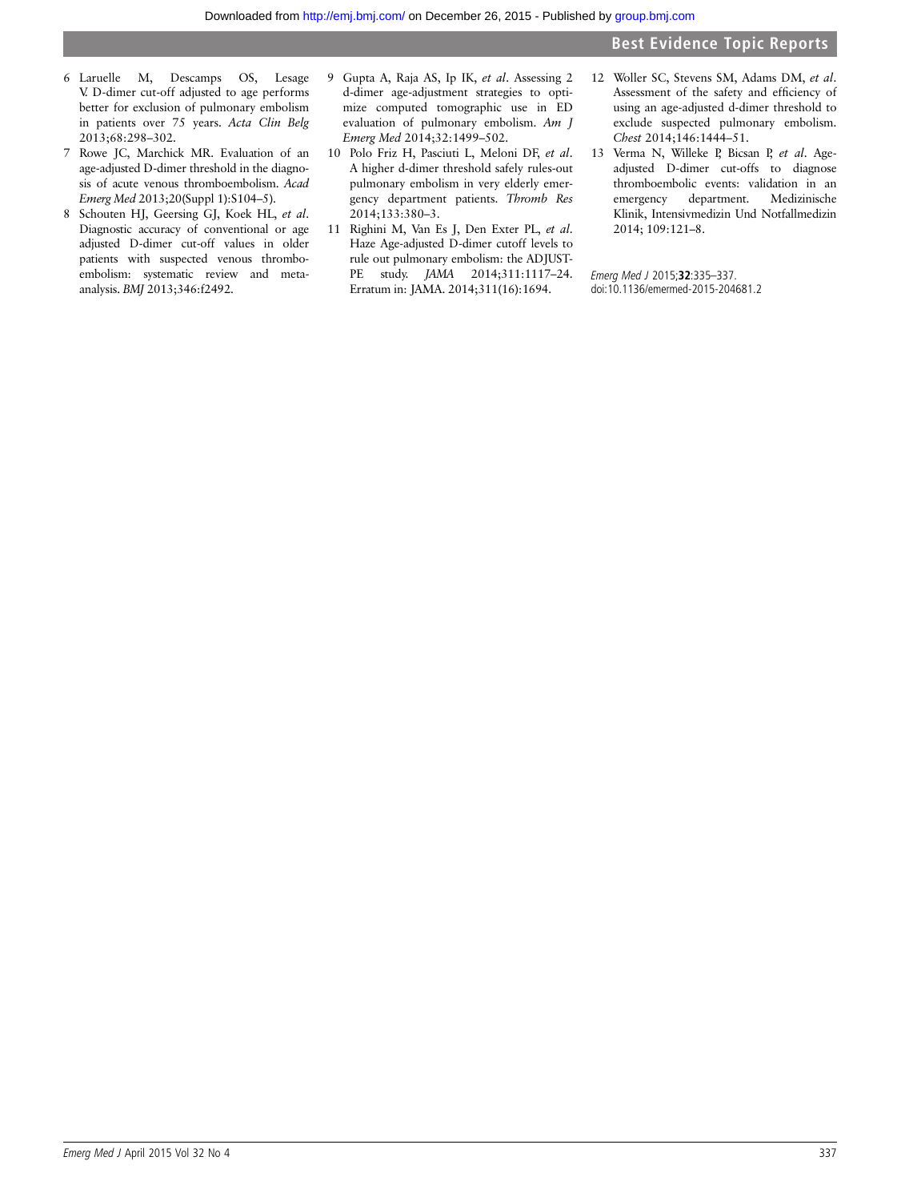6 Laruelle M, Descamps OS, Lesage V. D-dimer cut-off adjusted to age performs better for exclusion of pulmonary embolism in patients over 75 years. *Acta Clin Belg* 2013;68:298–302.

7 Rowe JC, Marchick MR. Evaluation of an age-adjusted D-dimer threshold in the diagnosis of acute venous thromboembolism. *Acad Emerg Med* 2013;20(Suppl 1):S104–5).

8 Schouten HJ, Geersing GJ, Koek HL, *et al*. Diagnostic accuracy of conventional or age adjusted D-dimer cut-off values in older patients with suspected venous thromboembolism: systematic review and meta-analysis. *BMJ* 2013;346:f2492.

9 Gupta A, Raja AS, Ip IK, *et al*. Assessing 2 d-dimer age-adjustment strategies to optimize computed tomographic use in ED evaluation of pulmonary embolism. *Am J Emerg Med* 2014;32:1499–502.

10 Polo Friz H, Pasciuti L, Meloni DF, *et al*. A higher d-dimer threshold safely rules-out pulmonary embolism in very elderly emergency department patients. *Thromb Res* 2014;133:380–3.

11 Righini M, Van Es J, Den Exter PL, *et al*. Haze Age-adjusted D-dimer cutoff levels to rule out pulmonary embolism: the ADJUST-PE study. *JAMA* 2014;311:1117–24. Erratum in: JAMA. 2014;311(16):1694.

12 Woller SC, Stevens SM, Adams DM, *et al*. Assessment of the safety and efficiency of using an age-adjusted d-dimer threshold to exclude suspected pulmonary embolism. *Chest* 2014;146:1444–51.

13 Verma N, Willeke P, Bicsan P, *et al*. Age-adjusted D-dimer cut-offs to diagnose thromboembolic events: validation in an emergency department. Medizinische Klinik, Intensivmedizin Und Notfallmedizin 2014; 109:121–8.

*Emerg Med J* 2015;**32**:335–337.
doi:10.1136/emermed-2015-204681.2